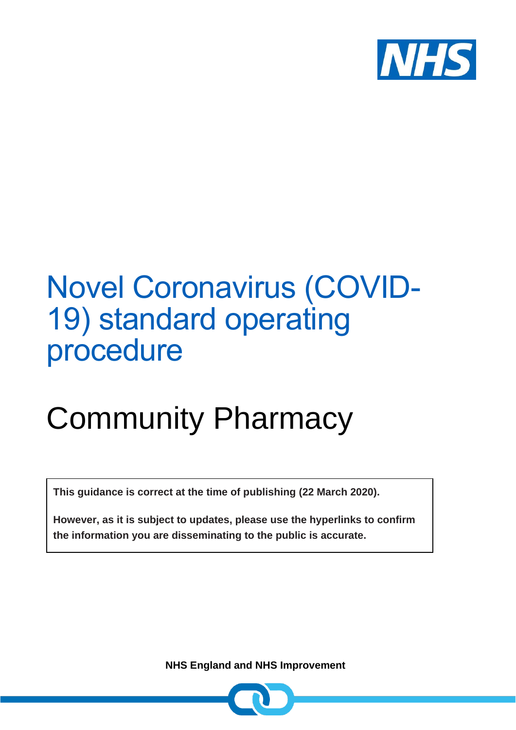NHS

# Novel Coronavirus (COVID-19) standard operating procedure

## Community Pharmacy

**This guidance is correct at the time of publishing (22 March 2020).**

**However, as it is subject to updates, please use the hyperlinks to confirm the information you are disseminating to the public is accurate.**

**NHS England and NHS Improvement**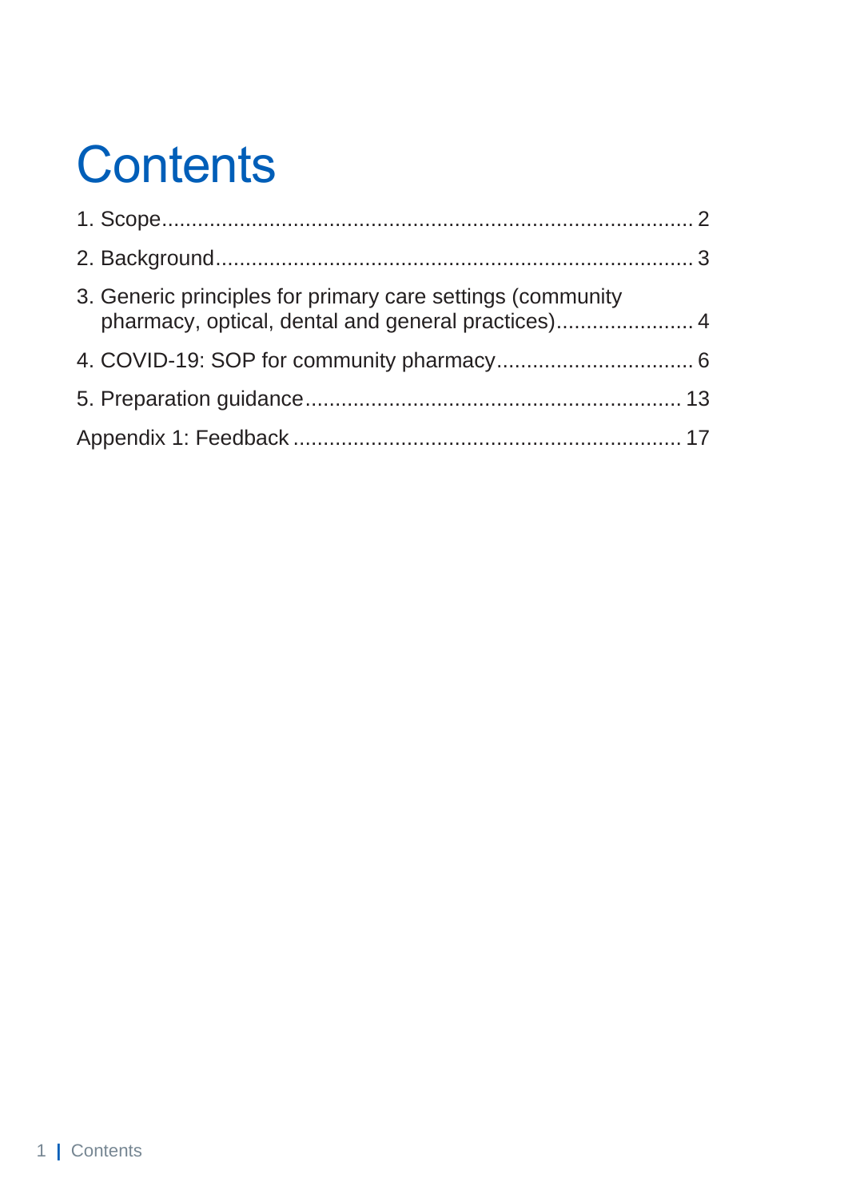# Contents

1. Scope .......................................................................................... 2

2. Background .................................................................................. 3

3. Generic principles for primary care settings (community pharmacy, optical, dental and general practices) ....................... 4

4. COVID-19: SOP for community pharmacy ................................. 6

5. Preparation guidance ................................................................ 13

Appendix 1: Feedback ................................................................ 17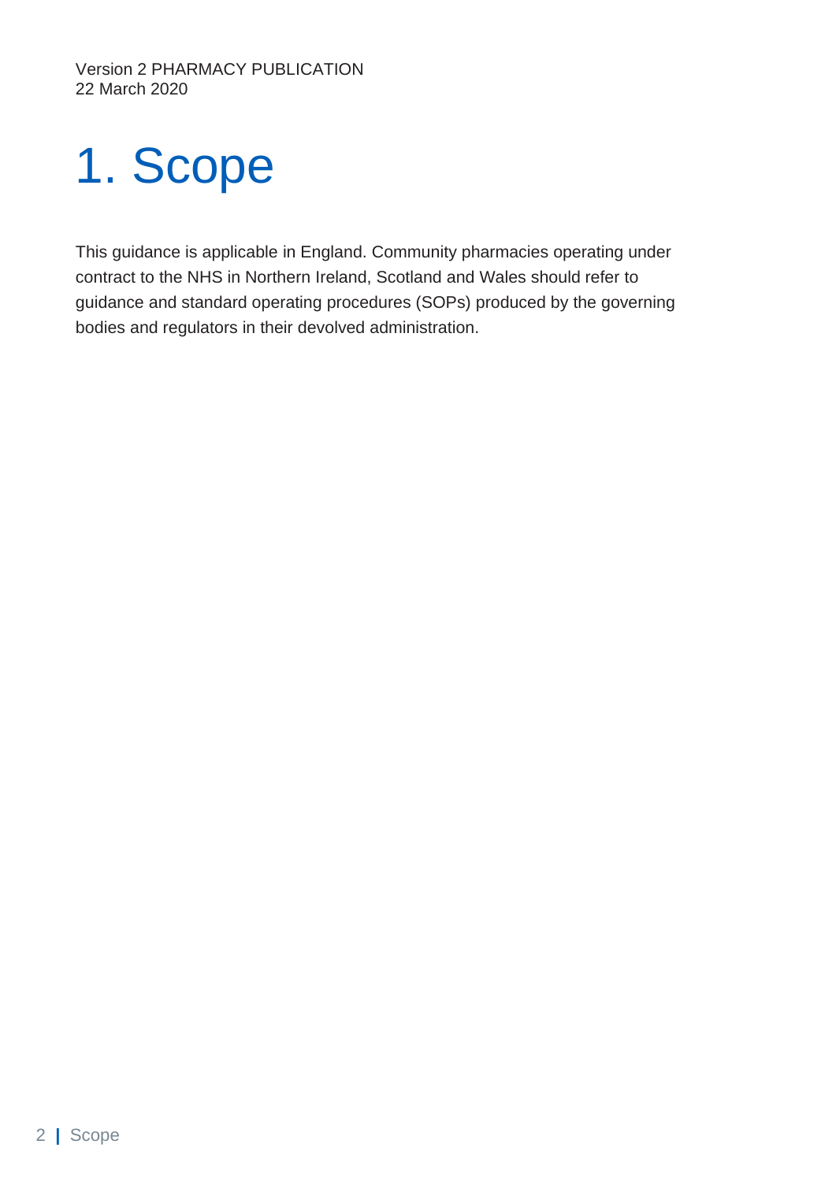# 1. Scope

This guidance is applicable in England. Community pharmacies operating under contract to the NHS in Northern Ireland, Scotland and Wales should refer to guidance and standard operating procedures (SOPs) produced by the governing bodies and regulators in their devolved administration.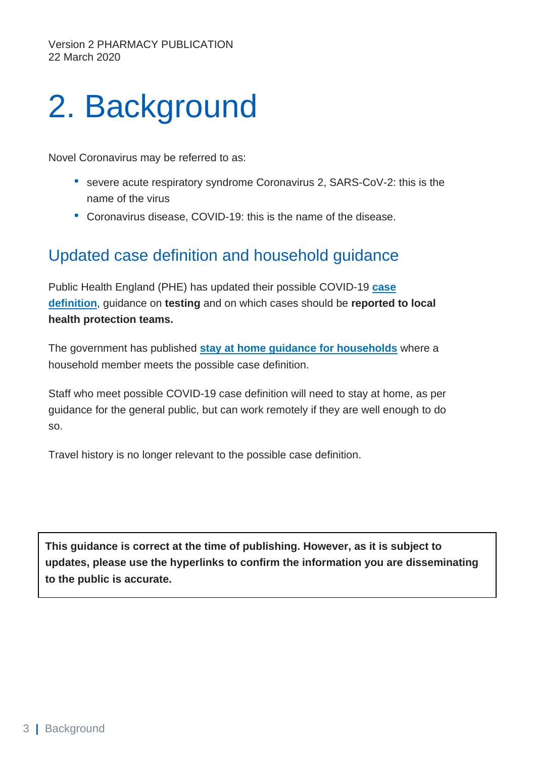# 2. Background

Novel Coronavirus may be referred to as:

- severe acute respiratory syndrome Coronavirus 2, SARS-CoV-2: this is the name of the virus
- Coronavirus disease, COVID-19: this is the name of the disease.

## Updated case definition and household guidance

Public Health England (PHE) has updated their possible COVID-19 **case definition**, guidance on **testing** and on which cases should be **reported to local health protection teams.**

The government has published **stay at home guidance for households** where a household member meets the possible case definition.

Staff who meet possible COVID-19 case definition will need to stay at home, as per guidance for the general public, but can work remotely if they are well enough to do so.

Travel history is no longer relevant to the possible case definition.

**This guidance is correct at the time of publishing. However, as it is subject to updates, please use the hyperlinks to confirm the information you are disseminating to the public is accurate.**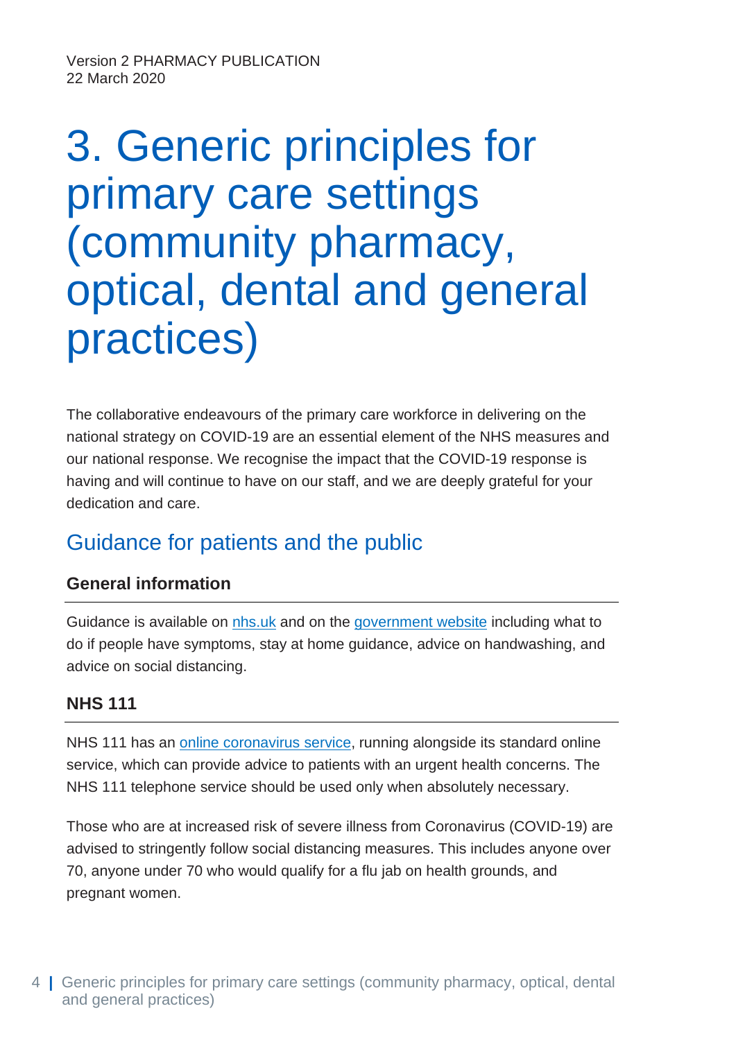Version 2 PHARMACY PUBLICATION
22 March 2020

# 3. Generic principles for primary care settings (community pharmacy, optical, dental and general practices)

The collaborative endeavours of the primary care workforce in delivering on the national strategy on COVID-19 are an essential element of the NHS measures and our national response. We recognise the impact that the COVID-19 response is having and will continue to have on our staff, and we are deeply grateful for your dedication and care.

## Guidance for patients and the public

### General information

Guidance is available on nhs.uk and on the government website including what to do if people have symptoms, stay at home guidance, advice on handwashing, and advice on social distancing.

### NHS 111

NHS 111 has an online coronavirus service, running alongside its standard online service, which can provide advice to patients with an urgent health concerns. The NHS 111 telephone service should be used only when absolutely necessary.

Those who are at increased risk of severe illness from Coronavirus (COVID-19) are advised to stringently follow social distancing measures. This includes anyone over 70, anyone under 70 who would qualify for a flu jab on health grounds, and pregnant women.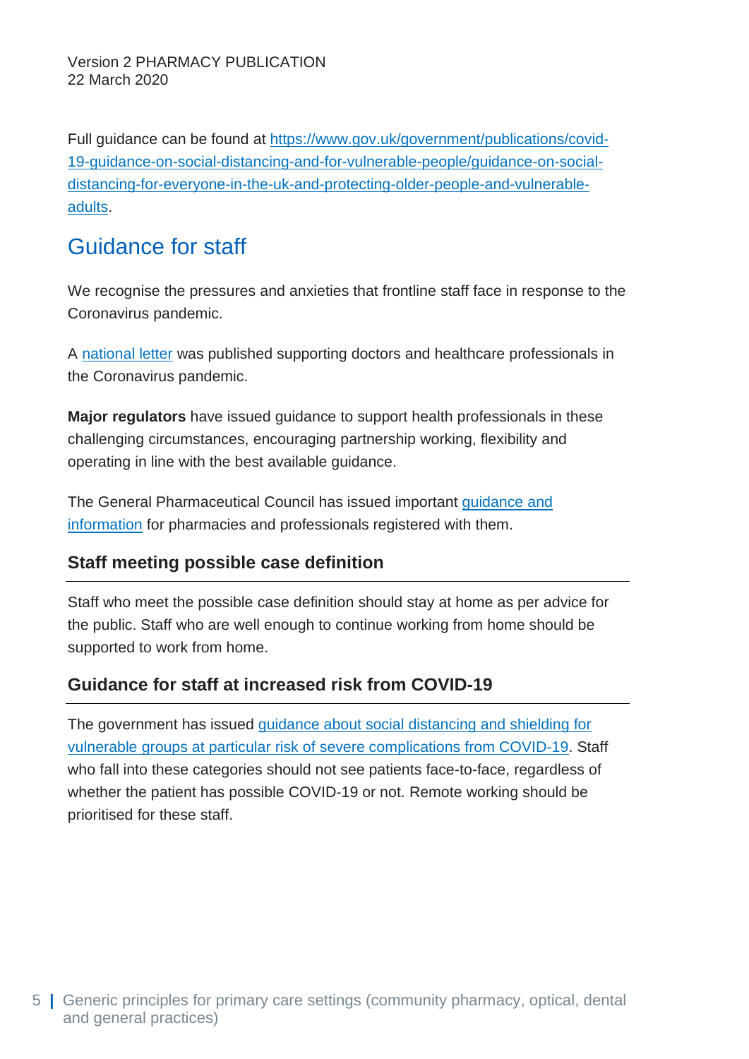Version 2 PHARMACY PUBLICATION
22 March 2020

Full guidance can be found at [https://www.gov.uk/government/publications/covid-19-guidance-on-social-distancing-and-for-vulnerable-people/guidance-on-social-distancing-for-everyone-in-the-uk-and-protecting-older-people-and-vulnerable-adults](https://www.gov.uk/government/publications/covid-19-guidance-on-social-distancing-and-for-vulnerable-people/guidance-on-social-distancing-for-everyone-in-the-uk-and-protecting-older-people-and-vulnerable-adults).

## Guidance for staff

We recognise the pressures and anxieties that frontline staff face in response to the Coronavirus pandemic.

A national letter was published supporting doctors and healthcare professionals in the Coronavirus pandemic.

**Major regulators** have issued guidance to support health professionals in these challenging circumstances, encouraging partnership working, flexibility and operating in line with the best available guidance.

The General Pharmaceutical Council has issued important guidance and information for pharmacies and professionals registered with them.

### Staff meeting possible case definition

Staff who meet the possible case definition should stay at home as per advice for the public. Staff who are well enough to continue working from home should be supported to work from home.

### Guidance for staff at increased risk from COVID-19

The government has issued guidance about social distancing and shielding for vulnerable groups at particular risk of severe complications from COVID-19. Staff who fall into these categories should not see patients face-to-face, regardless of whether the patient has possible COVID-19 or not. Remote working should be prioritised for these staff.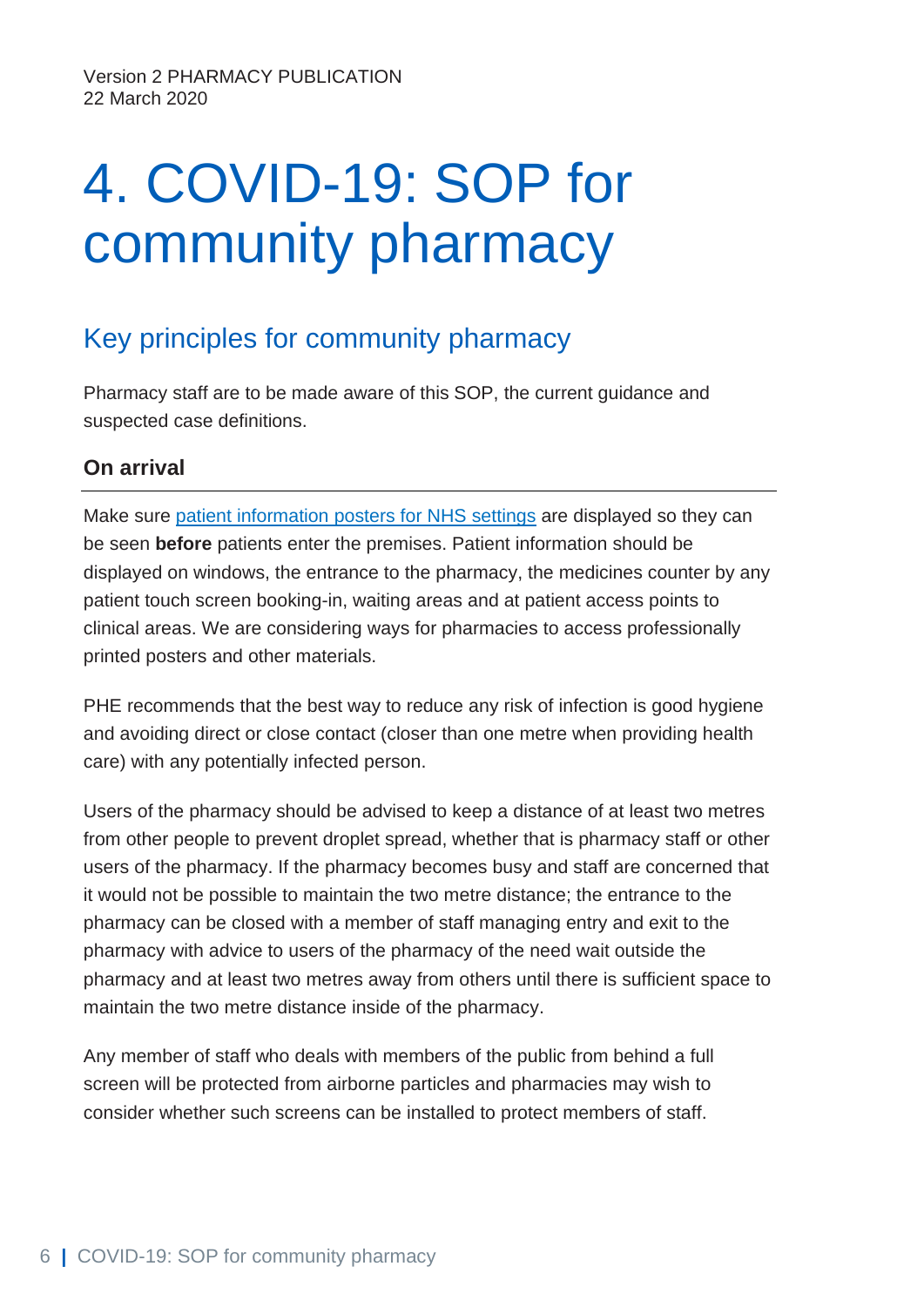Version 2 PHARMACY PUBLICATION
22 March 2020

# 4. COVID-19: SOP for community pharmacy

## Key principles for community pharmacy

Pharmacy staff are to be made aware of this SOP, the current guidance and suspected case definitions.

### On arrival

Make sure [patient information posters for NHS settings]() are displayed so they can be seen **before** patients enter the premises. Patient information should be displayed on windows, the entrance to the pharmacy, the medicines counter by any patient touch screen booking-in, waiting areas and at patient access points to clinical areas. We are considering ways for pharmacies to access professionally printed posters and other materials.

PHE recommends that the best way to reduce any risk of infection is good hygiene and avoiding direct or close contact (closer than one metre when providing health care) with any potentially infected person.

Users of the pharmacy should be advised to keep a distance of at least two metres from other people to prevent droplet spread, whether that is pharmacy staff or other users of the pharmacy. If the pharmacy becomes busy and staff are concerned that it would not be possible to maintain the two metre distance; the entrance to the pharmacy can be closed with a member of staff managing entry and exit to the pharmacy with advice to users of the pharmacy of the need wait outside the pharmacy and at least two metres away from others until there is sufficient space to maintain the two metre distance inside of the pharmacy.

Any member of staff who deals with members of the public from behind a full screen will be protected from airborne particles and pharmacies may wish to consider whether such screens can be installed to protect members of staff.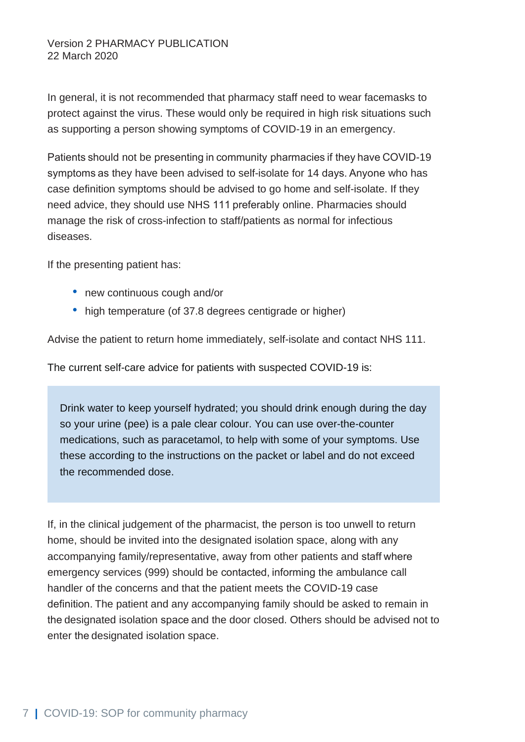In general, it is not recommended that pharmacy staff need to wear facemasks to protect against the virus. These would only be required in high risk situations such as supporting a person showing symptoms of COVID-19 in an emergency.

Patients should not be presenting in community pharmacies if they have COVID-19 symptoms as they have been advised to self-isolate for 14 days. Anyone who has case definition symptoms should be advised to go home and self-isolate. If they need advice, they should use NHS 111 preferably online. Pharmacies should manage the risk of cross-infection to staff/patients as normal for infectious diseases.

If the presenting patient has:

- new continuous cough and/or
- high temperature (of 37.8 degrees centigrade or higher)

Advise the patient to return home immediately, self-isolate and contact NHS 111.

The current self-care advice for patients with suspected COVID-19 is:

> Drink water to keep yourself hydrated; you should drink enough during the day so your urine (pee) is a pale clear colour. You can use over-the-counter medications, such as paracetamol, to help with some of your symptoms. Use these according to the instructions on the packet or label and do not exceed the recommended dose.

If, in the clinical judgement of the pharmacist, the person is too unwell to return home, should be invited into the designated isolation space, along with any accompanying family/representative, away from other patients and staff where emergency services (999) should be contacted, informing the ambulance call handler of the concerns and that the patient meets the COVID-19 case definition. The patient and any accompanying family should be asked to remain in the designated isolation space and the door closed. Others should be advised not to enter the designated isolation space.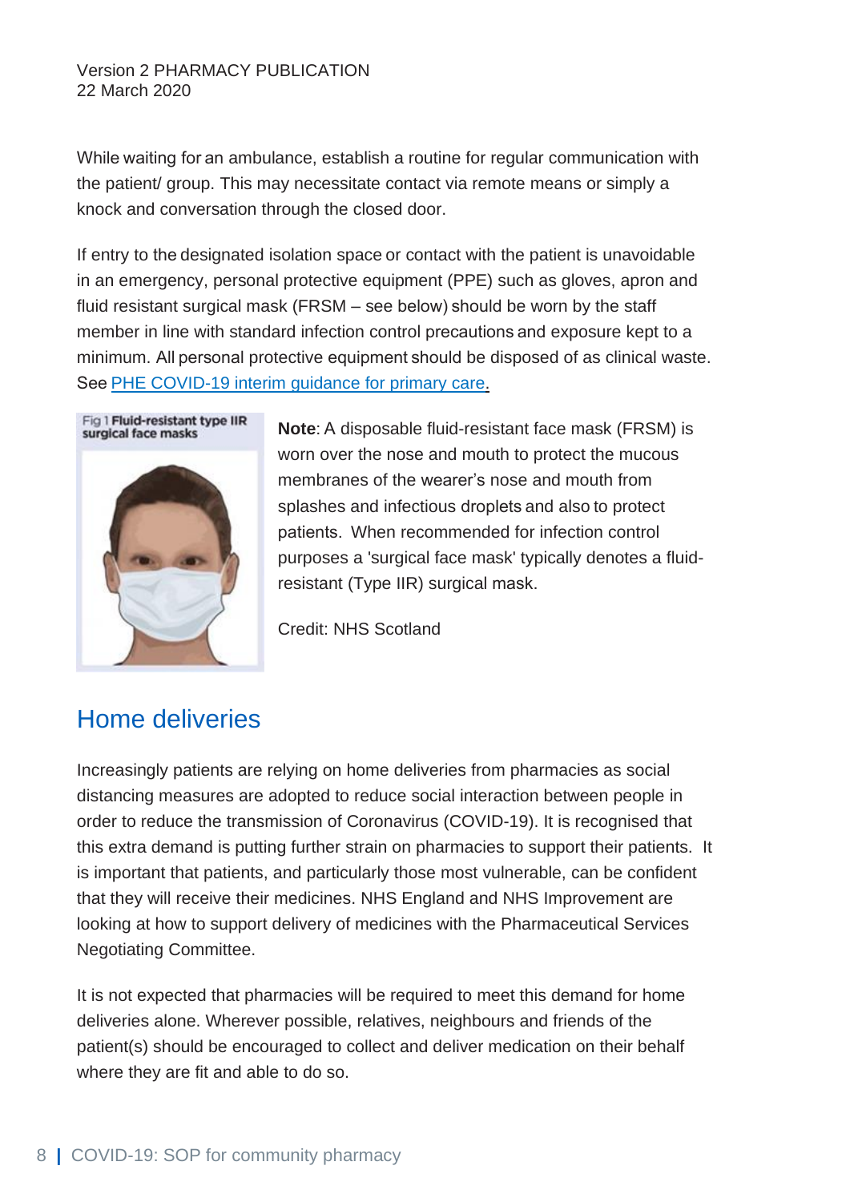Version 2 PHARMACY PUBLICATION
22 March 2020

While waiting for an ambulance, establish a routine for regular communication with the patient/ group. This may necessitate contact via remote means or simply a knock and conversation through the closed door.

If entry to the designated isolation space or contact with the patient is unavoidable in an emergency, personal protective equipment (PPE) such as gloves, apron and fluid resistant surgical mask (FRSM – see below) should be worn by the staff member in line with standard infection control precautions and exposure kept to a minimum. All personal protective equipment should be disposed of as clinical waste. See PHE COVID-19 interim guidance for primary care.

Fig 1 **Fluid-resistant type IIR surgical face masks**

**Note**: A disposable fluid-resistant face mask (FRSM) is worn over the nose and mouth to protect the mucous membranes of the wearer's nose and mouth from splashes and infectious droplets and also to protect patients. When recommended for infection control purposes a 'surgical face mask' typically denotes a fluid-resistant (Type IIR) surgical mask.

Credit: NHS Scotland

## Home deliveries

Increasingly patients are relying on home deliveries from pharmacies as social distancing measures are adopted to reduce social interaction between people in order to reduce the transmission of Coronavirus (COVID-19). It is recognised that this extra demand is putting further strain on pharmacies to support their patients. It is important that patients, and particularly those most vulnerable, can be confident that they will receive their medicines. NHS England and NHS Improvement are looking at how to support delivery of medicines with the Pharmaceutical Services Negotiating Committee.

It is not expected that pharmacies will be required to meet this demand for home deliveries alone. Wherever possible, relatives, neighbours and friends of the patient(s) should be encouraged to collect and deliver medication on their behalf where they are fit and able to do so.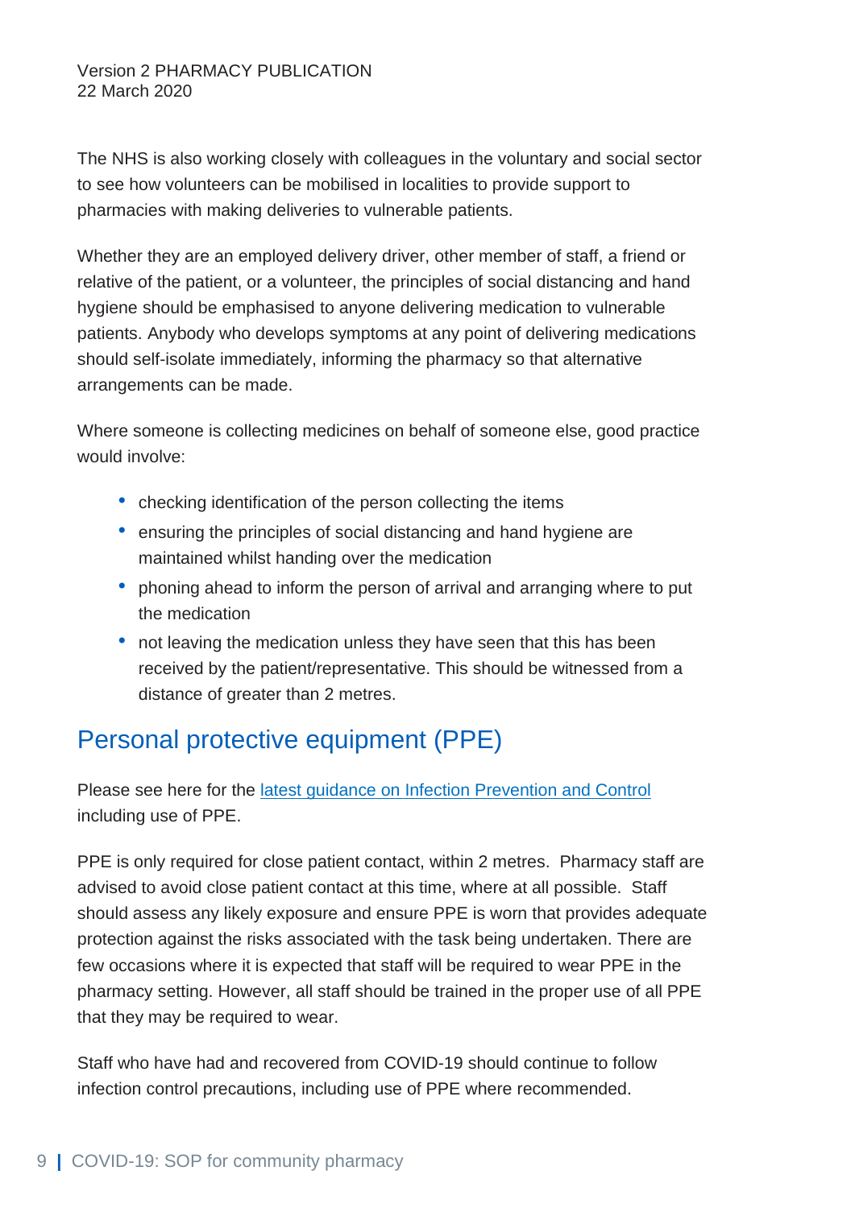The NHS is also working closely with colleagues in the voluntary and social sector to see how volunteers can be mobilised in localities to provide support to pharmacies with making deliveries to vulnerable patients.

Whether they are an employed delivery driver, other member of staff, a friend or relative of the patient, or a volunteer, the principles of social distancing and hand hygiene should be emphasised to anyone delivering medication to vulnerable patients. Anybody who develops symptoms at any point of delivering medications should self-isolate immediately, informing the pharmacy so that alternative arrangements can be made.

Where someone is collecting medicines on behalf of someone else, good practice would involve:

- checking identification of the person collecting the items
- ensuring the principles of social distancing and hand hygiene are maintained whilst handing over the medication
- phoning ahead to inform the person of arrival and arranging where to put the medication
- not leaving the medication unless they have seen that this has been received by the patient/representative. This should be witnessed from a distance of greater than 2 metres.

## Personal protective equipment (PPE)

Please see here for the latest guidance on Infection Prevention and Control including use of PPE.

PPE is only required for close patient contact, within 2 metres. Pharmacy staff are advised to avoid close patient contact at this time, where at all possible. Staff should assess any likely exposure and ensure PPE is worn that provides adequate protection against the risks associated with the task being undertaken. There are few occasions where it is expected that staff will be required to wear PPE in the pharmacy setting. However, all staff should be trained in the proper use of all PPE that they may be required to wear.

Staff who have had and recovered from COVID-19 should continue to follow infection control precautions, including use of PPE where recommended.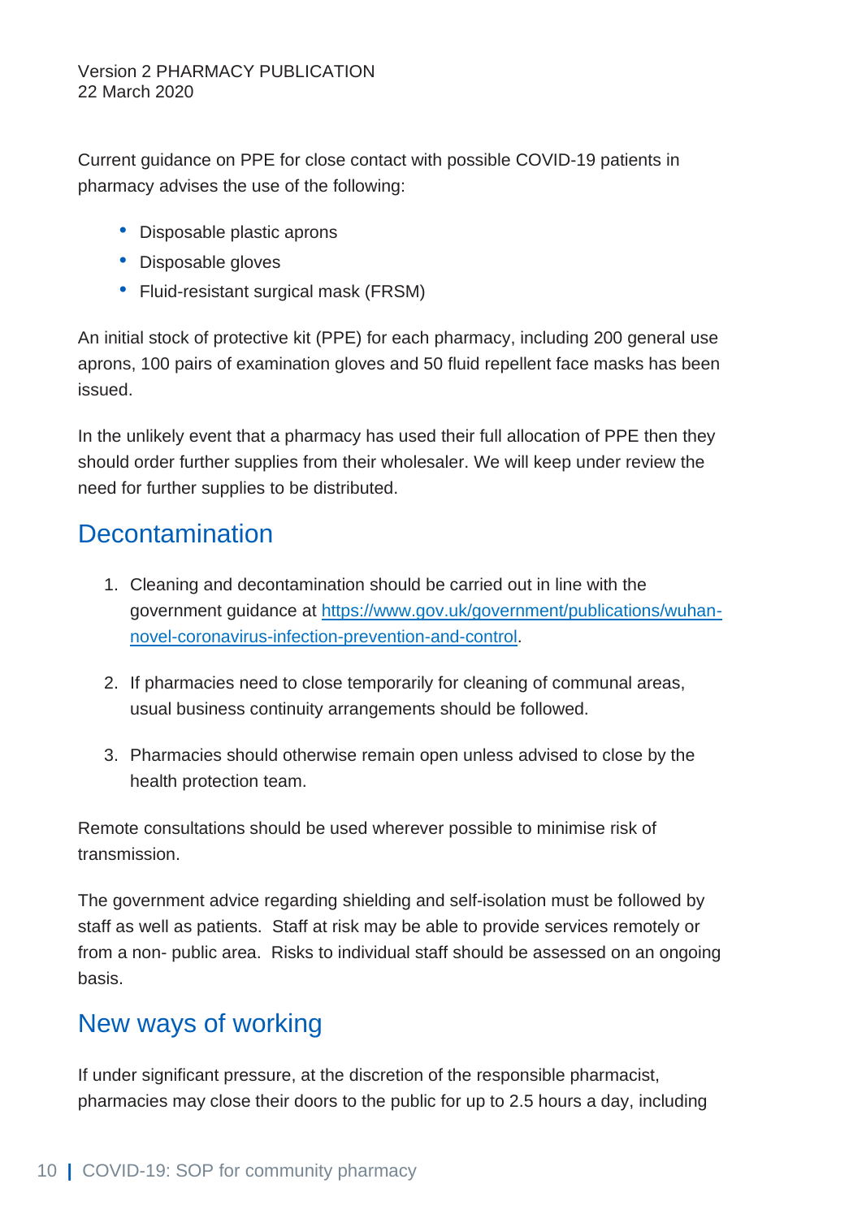Current guidance on PPE for close contact with possible COVID-19 patients in pharmacy advises the use of the following:

- Disposable plastic aprons
- Disposable gloves
- Fluid-resistant surgical mask (FRSM)

An initial stock of protective kit (PPE) for each pharmacy, including 200 general use aprons, 100 pairs of examination gloves and 50 fluid repellent face masks has been issued.

In the unlikely event that a pharmacy has used their full allocation of PPE then they should order further supplies from their wholesaler. We will keep under review the need for further supplies to be distributed.

## Decontamination

1. Cleaning and decontamination should be carried out in line with the government guidance at [https://www.gov.uk/government/publications/wuhan-novel-coronavirus-infection-prevention-and-control](https://www.gov.uk/government/publications/wuhan-novel-coronavirus-infection-prevention-and-control).

2. If pharmacies need to close temporarily for cleaning of communal areas, usual business continuity arrangements should be followed.

3. Pharmacies should otherwise remain open unless advised to close by the health protection team.

Remote consultations should be used wherever possible to minimise risk of transmission.

The government advice regarding shielding and self-isolation must be followed by staff as well as patients. Staff at risk may be able to provide services remotely or from a non- public area. Risks to individual staff should be assessed on an ongoing basis.

## New ways of working

If under significant pressure, at the discretion of the responsible pharmacist, pharmacies may close their doors to the public for up to 2.5 hours a day, including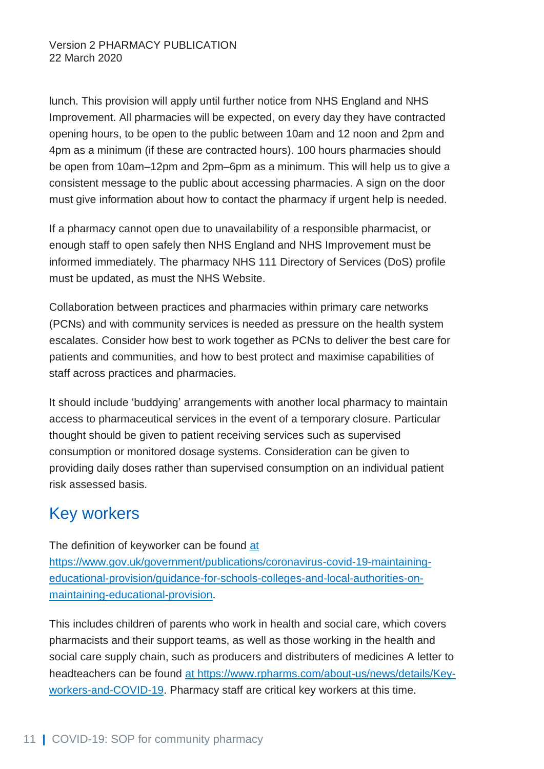lunch. This provision will apply until further notice from NHS England and NHS Improvement. All pharmacies will be expected, on every day they have contracted opening hours, to be open to the public between 10am and 12 noon and 2pm and 4pm as a minimum (if these are contracted hours). 100 hours pharmacies should be open from 10am–12pm and 2pm–6pm as a minimum. This will help us to give a consistent message to the public about accessing pharmacies. A sign on the door must give information about how to contact the pharmacy if urgent help is needed.

If a pharmacy cannot open due to unavailability of a responsible pharmacist, or enough staff to open safely then NHS England and NHS Improvement must be informed immediately. The pharmacy NHS 111 Directory of Services (DoS) profile must be updated, as must the NHS Website.

Collaboration between practices and pharmacies within primary care networks (PCNs) and with community services is needed as pressure on the health system escalates. Consider how best to work together as PCNs to deliver the best care for patients and communities, and how to best protect and maximise capabilities of staff across practices and pharmacies.

It should include 'buddying' arrangements with another local pharmacy to maintain access to pharmaceutical services in the event of a temporary closure. Particular thought should be given to patient receiving services such as supervised consumption or monitored dosage systems. Consideration can be given to providing daily doses rather than supervised consumption on an individual patient risk assessed basis.

## Key workers

The definition of keyworker can be found [at https://www.gov.uk/government/publications/coronavirus-covid-19-maintaining-educational-provision/guidance-for-schools-colleges-and-local-authorities-on-maintaining-educational-provision](https://www.gov.uk/government/publications/coronavirus-covid-19-maintaining-educational-provision/guidance-for-schools-colleges-and-local-authorities-on-maintaining-educational-provision).

This includes children of parents who work in health and social care, which covers pharmacists and their support teams, as well as those working in the health and social care supply chain, such as producers and distributers of medicines A letter to headteachers can be found [at https://www.rpharms.com/about-us/news/details/Key-workers-and-COVID-19](https://www.rpharms.com/about-us/news/details/Key-workers-and-COVID-19). Pharmacy staff are critical key workers at this time.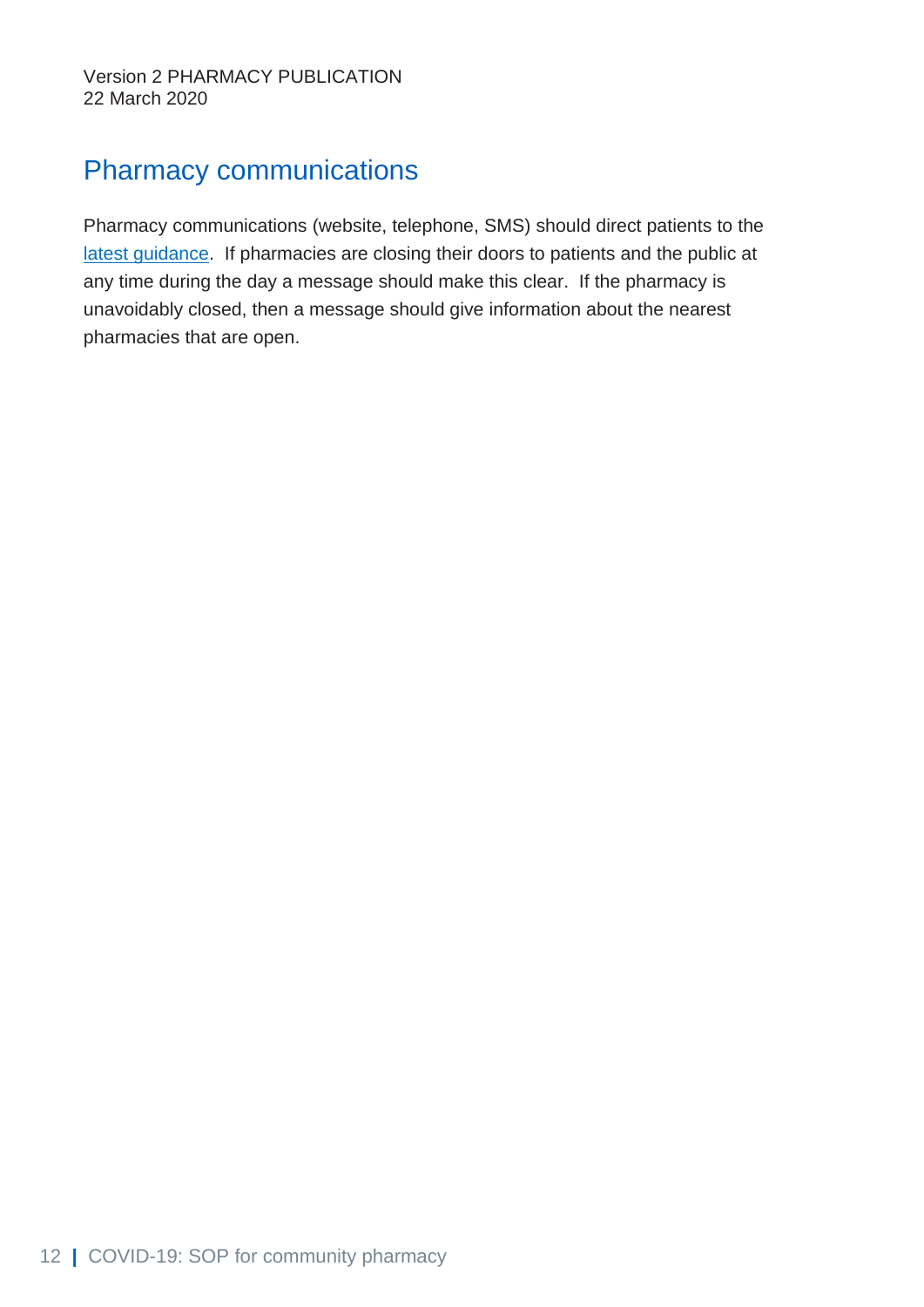## Pharmacy communications

Pharmacy communications (website, telephone, SMS) should direct patients to the latest guidance. If pharmacies are closing their doors to patients and the public at any time during the day a message should make this clear. If the pharmacy is unavoidably closed, then a message should give information about the nearest pharmacies that are open.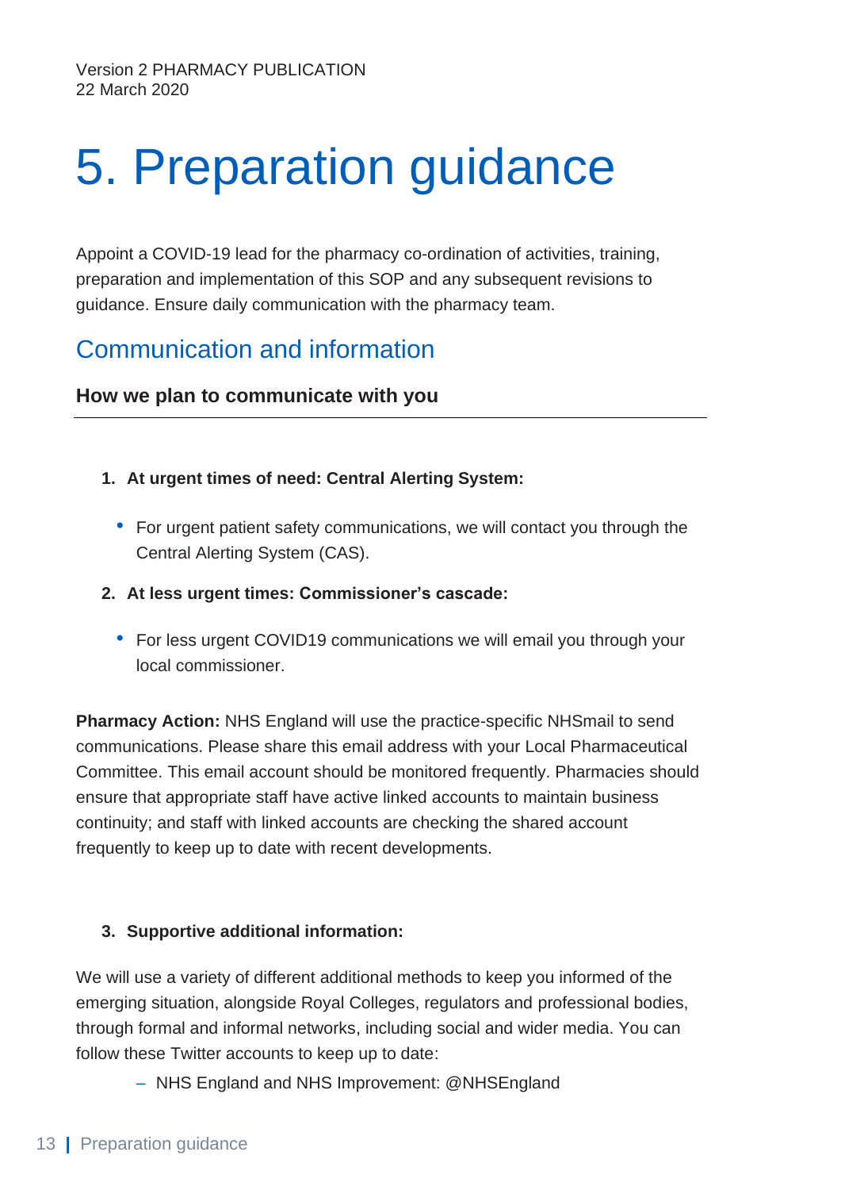# 5. Preparation guidance

Appoint a COVID-19 lead for the pharmacy co-ordination of activities, training, preparation and implementation of this SOP and any subsequent revisions to guidance. Ensure daily communication with the pharmacy team.

## Communication and information

### How we plan to communicate with you

1. **At urgent times of need: Central Alerting System:**
   - For urgent patient safety communications, we will contact you through the Central Alerting System (CAS).
2. **At less urgent times: Commissioner's cascade:**
   - For less urgent COVID19 communications we will email you through your local commissioner.

**Pharmacy Action:** NHS England will use the practice-specific NHSmail to send communications. Please share this email address with your Local Pharmaceutical Committee. This email account should be monitored frequently. Pharmacies should ensure that appropriate staff have active linked accounts to maintain business continuity; and staff with linked accounts are checking the shared account frequently to keep up to date with recent developments.

3. **Supportive additional information:**

We will use a variety of different additional methods to keep you informed of the emerging situation, alongside Royal Colleges, regulators and professional bodies, through formal and informal networks, including social and wider media. You can follow these Twitter accounts to keep up to date:

- NHS England and NHS Improvement: @NHSEngland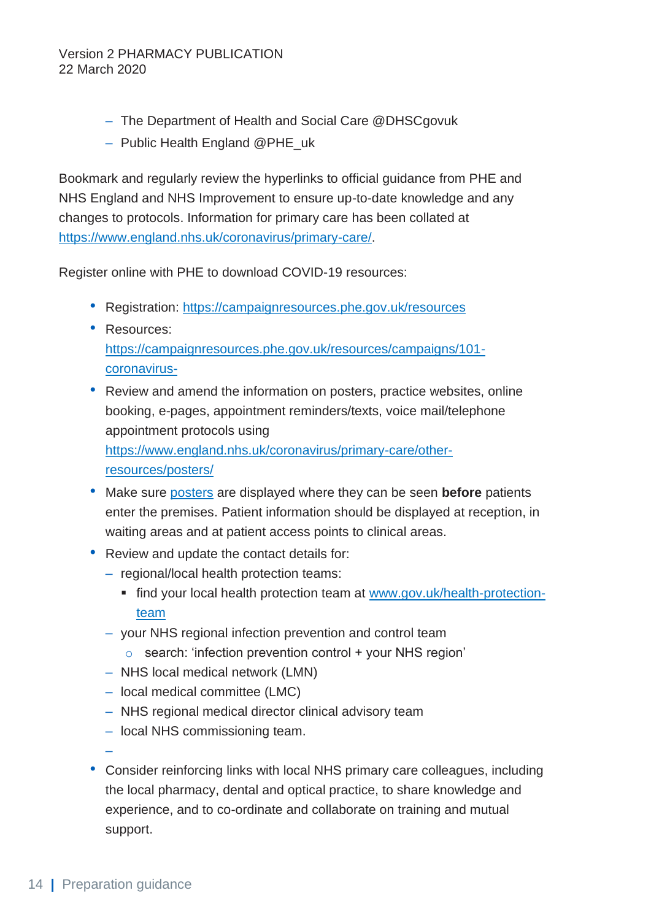- The Department of Health and Social Care @DHSCgovuk
- Public Health England @PHE_uk

Bookmark and regularly review the hyperlinks to official guidance from PHE and NHS England and NHS Improvement to ensure up-to-date knowledge and any changes to protocols. Information for primary care has been collated at [https://www.england.nhs.uk/coronavirus/primary-care/](https://www.england.nhs.uk/coronavirus/primary-care/).

Register online with PHE to download COVID-19 resources:

- Registration: [https://campaignresources.phe.gov.uk/resources](https://campaignresources.phe.gov.uk/resources)
- Resources: [https://campaignresources.phe.gov.uk/resources/campaigns/101-coronavirus-](https://campaignresources.phe.gov.uk/resources/campaigns/101-coronavirus-)
- Review and amend the information on posters, practice websites, online booking, e-pages, appointment reminders/texts, voice mail/telephone appointment protocols using [https://www.england.nhs.uk/coronavirus/primary-care/other-resources/posters/](https://www.england.nhs.uk/coronavirus/primary-care/other-resources/posters/)
- Make sure posters are displayed where they can be seen **before** patients enter the premises. Patient information should be displayed at reception, in waiting areas and at patient access points to clinical areas.
- Review and update the contact details for:
  - regional/local health protection teams:
    - find your local health protection team at [www.gov.uk/health-protection-team](www.gov.uk/health-protection-team)
  - your NHS regional infection prevention and control team
    - search: 'infection prevention control + your NHS region'
  - NHS local medical network (LMN)
  - local medical committee (LMC)
  - NHS regional medical director clinical advisory team
  - local NHS commissioning team.
- Consider reinforcing links with local NHS primary care colleagues, including the local pharmacy, dental and optical practice, to share knowledge and experience, and to co-ordinate and collaborate on training and mutual support.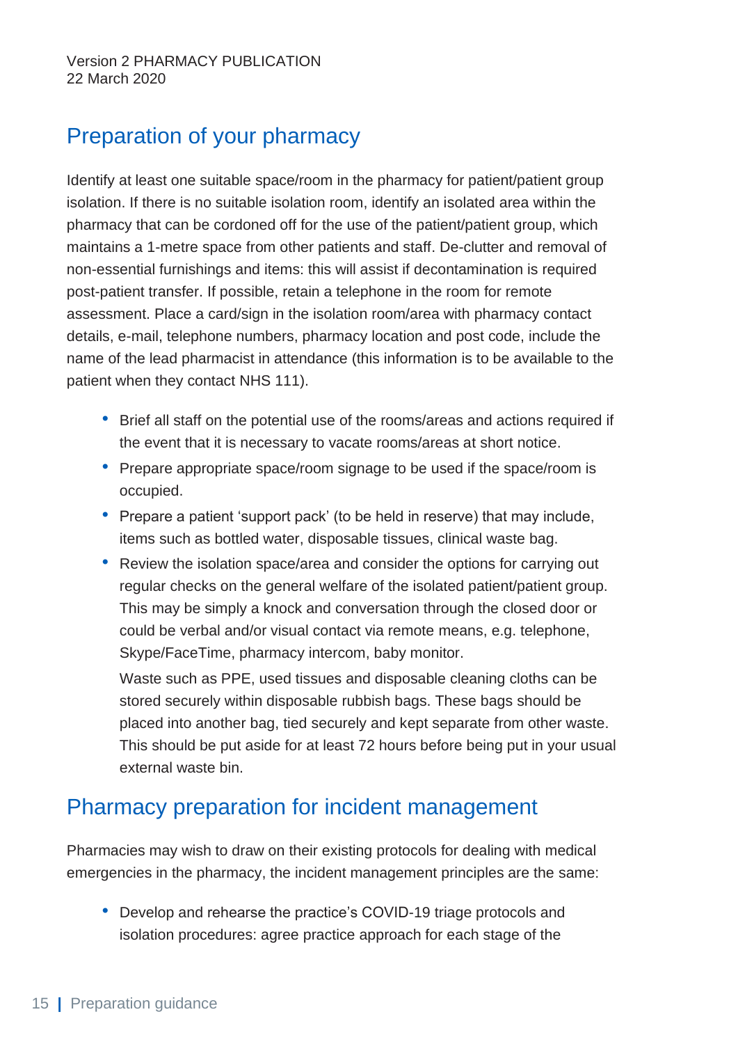## Preparation of your pharmacy

Identify at least one suitable space/room in the pharmacy for patient/patient group isolation. If there is no suitable isolation room, identify an isolated area within the pharmacy that can be cordoned off for the use of the patient/patient group, which maintains a 1-metre space from other patients and staff. De-clutter and removal of non-essential furnishings and items: this will assist if decontamination is required post-patient transfer. If possible, retain a telephone in the room for remote assessment. Place a card/sign in the isolation room/area with pharmacy contact details, e-mail, telephone numbers, pharmacy location and post code, include the name of the lead pharmacist in attendance (this information is to be available to the patient when they contact NHS 111).

- Brief all staff on the potential use of the rooms/areas and actions required if the event that it is necessary to vacate rooms/areas at short notice.
- Prepare appropriate space/room signage to be used if the space/room is occupied.
- Prepare a patient 'support pack' (to be held in reserve) that may include, items such as bottled water, disposable tissues, clinical waste bag.
- Review the isolation space/area and consider the options for carrying out regular checks on the general welfare of the isolated patient/patient group. This may be simply a knock and conversation through the closed door or could be verbal and/or visual contact via remote means, e.g. telephone, Skype/FaceTime, pharmacy intercom, baby monitor.

  Waste such as PPE, used tissues and disposable cleaning cloths can be stored securely within disposable rubbish bags. These bags should be placed into another bag, tied securely and kept separate from other waste. This should be put aside for at least 72 hours before being put in your usual external waste bin.

## Pharmacy preparation for incident management

Pharmacies may wish to draw on their existing protocols for dealing with medical emergencies in the pharmacy, the incident management principles are the same:

- Develop and rehearse the practice's COVID-19 triage protocols and isolation procedures: agree practice approach for each stage of the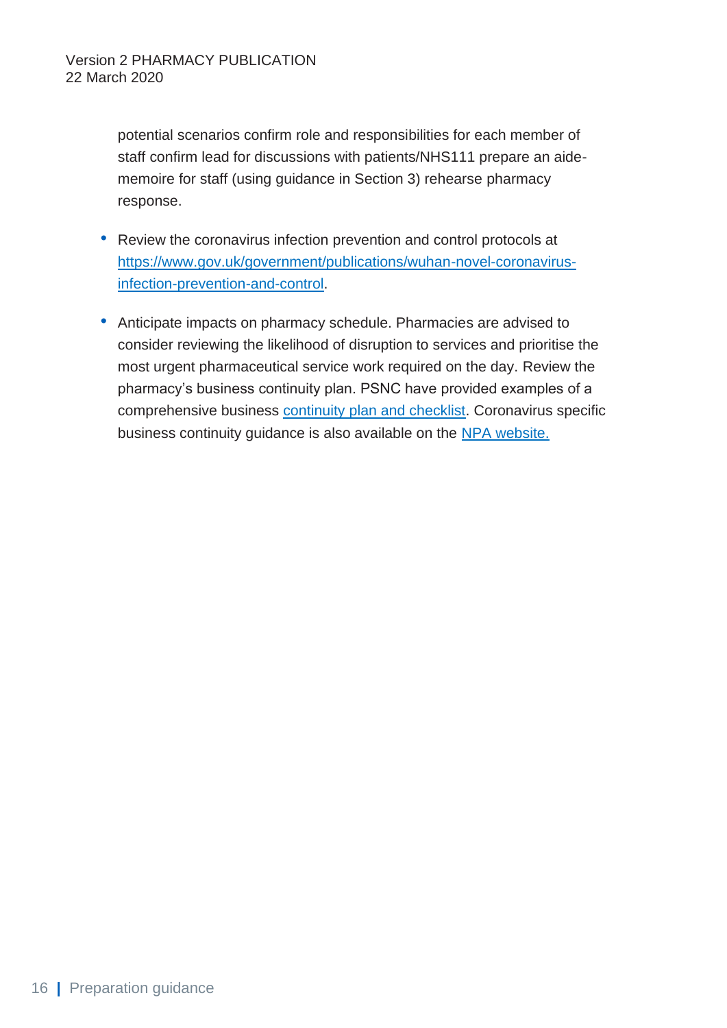potential scenarios confirm role and responsibilities for each member of staff confirm lead for discussions with patients/NHS111 prepare an aide-memoire for staff (using guidance in Section 3) rehearse pharmacy response.

- Review the coronavirus infection prevention and control protocols at [https://www.gov.uk/government/publications/wuhan-novel-coronavirus-infection-prevention-and-control](https://www.gov.uk/government/publications/wuhan-novel-coronavirus-infection-prevention-and-control).

- Anticipate impacts on pharmacy schedule. Pharmacies are advised to consider reviewing the likelihood of disruption to services and prioritise the most urgent pharmaceutical service work required on the day. Review the pharmacy's business continuity plan. PSNC have provided examples of a comprehensive business continuity plan and checklist. Coronavirus specific business continuity guidance is also available on the NPA website.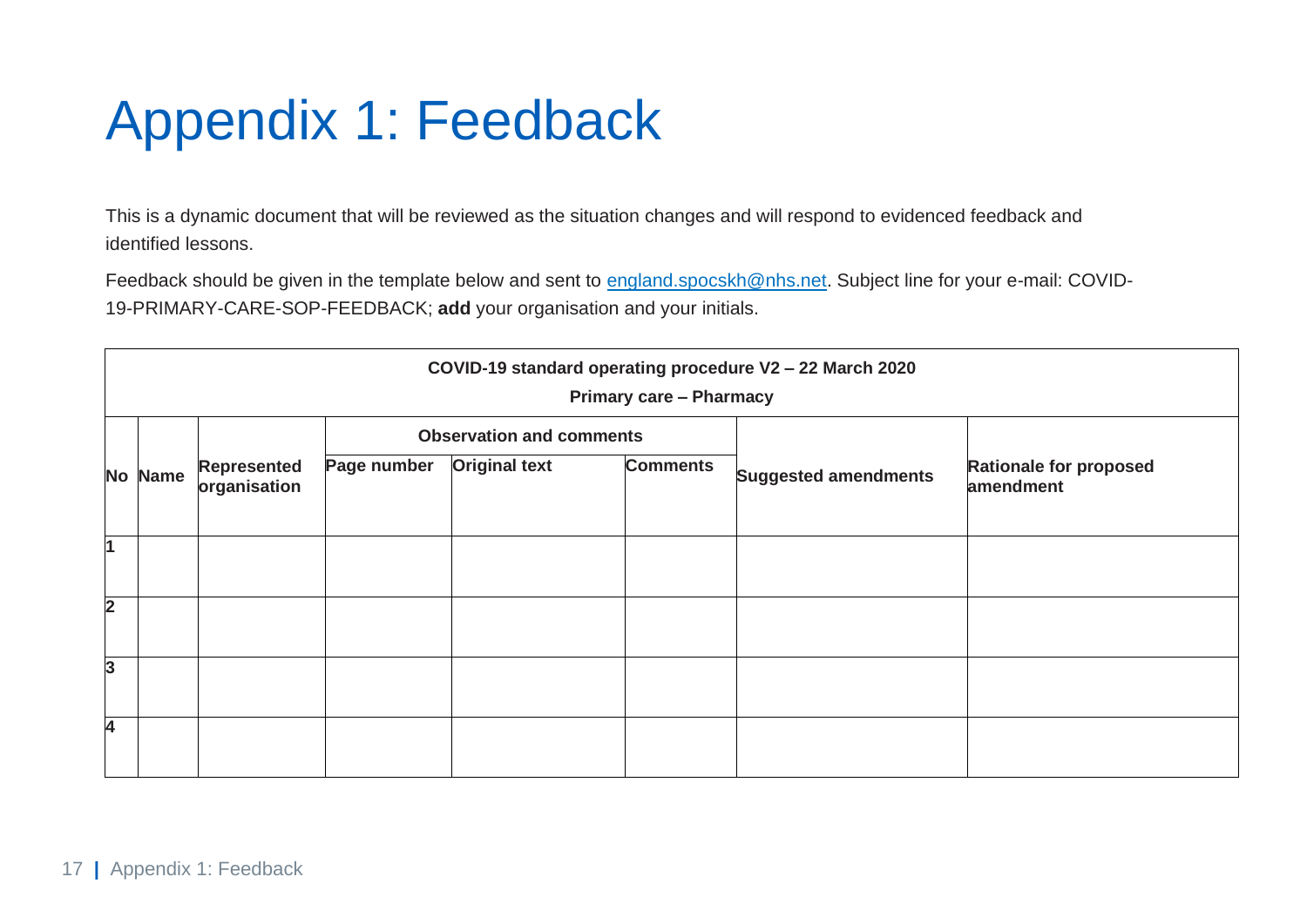# Appendix 1: Feedback

This is a dynamic document that will be reviewed as the situation changes and will respond to evidenced feedback and identified lessons.

Feedback should be given in the template below and sent to england.spocskh@nhs.net. Subject line for your e-mail: COVID-19-PRIMARY-CARE-SOP-FEEDBACK; **add** your organisation and your initials.

| COVID-19 standard operating procedure V2 – 22 March 2020<br>Primary care – Pharmacy | | | | | | | |
|---|---|---|---|---|---|---|---|
| | | | **Observation and comments** | | | | |
| **No** | **Name** | **Represented organisation** | **Page number** | **Original text** | **Comments** | **Suggested amendments** | **Rationale for proposed amendment** |
| **1** | | | | | | | |
| **2** | | | | | | | |
| **3** | | | | | | | |
| **4** | | | | | | | |